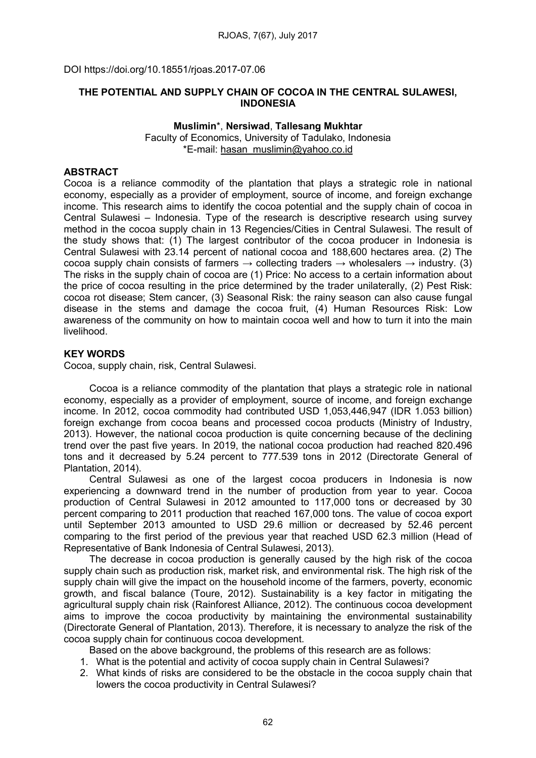DOI https://doi.org/10.18551/rjoas.2017-07.06

# THE POTENTIAL AND SUPPLY CHAIN OF COCOA IN THE CENTRAL SULAWESI, INDONESIA

**Muslimin**\*, **Nersiwad**, **Tallesang Mukhtar**

Faculty of Economics, University of Tadulako, Indonesia

\*E-mail: hasan_muslimin@yahoo.co.id

## ABSTRACT

Cocoa is a reliance commodity of the plantation that plays a strategic role in national economy, especially as a provider of employment, source of income, and foreign exchange income. This research aims to identify the cocoa potential and the supply chain of cocoa in Central Sulawesi – Indonesia. Type of the research is descriptive research using survey method in the cocoa supply chain in 13 Regencies/Cities in Central Sulawesi. The result of the study shows that: (1) The largest contributor of the cocoa producer in Indonesia is Central Sulawesi with 23.14 percent of national cocoa and 188,600 hectares area. (2) The cocoa supply chain consists of farmers → collecting traders → wholesalers → industry. (3) The risks in the supply chain of cocoa are (1) Price: No access to a certain information about the price of cocoa resulting in the price determined by the trader unilaterally, (2) Pest Risk: cocoa rot disease; Stem cancer, (3) Seasonal Risk: the rainy season can also cause fungal disease in the stems and damage the cocoa fruit, (4) Human Resources Risk: Low awareness of the community on how to maintain cocoa well and how to turn it into the main livelihood.

## KEY WORDS

Cocoa, supply chain, risk, Central Sulawesi.

Cocoa is a reliance commodity of the plantation that plays a strategic role in national economy, especially as a provider of employment, source of income, and foreign exchange income. In 2012, cocoa commodity had contributed USD 1,053,446,947 (IDR 1.053 billion) foreign exchange from cocoa beans and processed cocoa products (Ministry of Industry, 2013). However, the national cocoa production is quite concerning because of the declining trend over the past five years. In 2019, the national cocoa production had reached 820.496 tons and it decreased by 5.24 percent to 777.539 tons in 2012 (Directorate General of Plantation, 2014).

Central Sulawesi as one of the largest cocoa producers in Indonesia is now experiencing a downward trend in the number of production from year to year. Cocoa production of Central Sulawesi in 2012 amounted to 117,000 tons or decreased by 30 percent comparing to 2011 production that reached 167,000 tons. The value of cocoa export until September 2013 amounted to USD 29.6 million or decreased by 52.46 percent comparing to the first period of the previous year that reached USD 62.3 million (Head of Representative of Bank Indonesia of Central Sulawesi, 2013).

The decrease in cocoa production is generally caused by the high risk of the cocoa supply chain such as production risk, market risk, and environmental risk. The high risk of the supply chain will give the impact on the household income of the farmers, poverty, economic growth, and fiscal balance (Toure, 2012). Sustainability is a key factor in mitigating the agricultural supply chain risk (Rainforest Alliance, 2012). The continuous cocoa development aims to improve the cocoa productivity by maintaining the environmental sustainability (Directorate General of Plantation, 2013). Therefore, it is necessary to analyze the risk of the cocoa supply chain for continuous cocoa development.

Based on the above background, the problems of this research are as follows:

1. What is the potential and activity of cocoa supply chain in Central Sulawesi?
2. What kinds of risks are considered to be the obstacle in the cocoa supply chain that lowers the cocoa productivity in Central Sulawesi?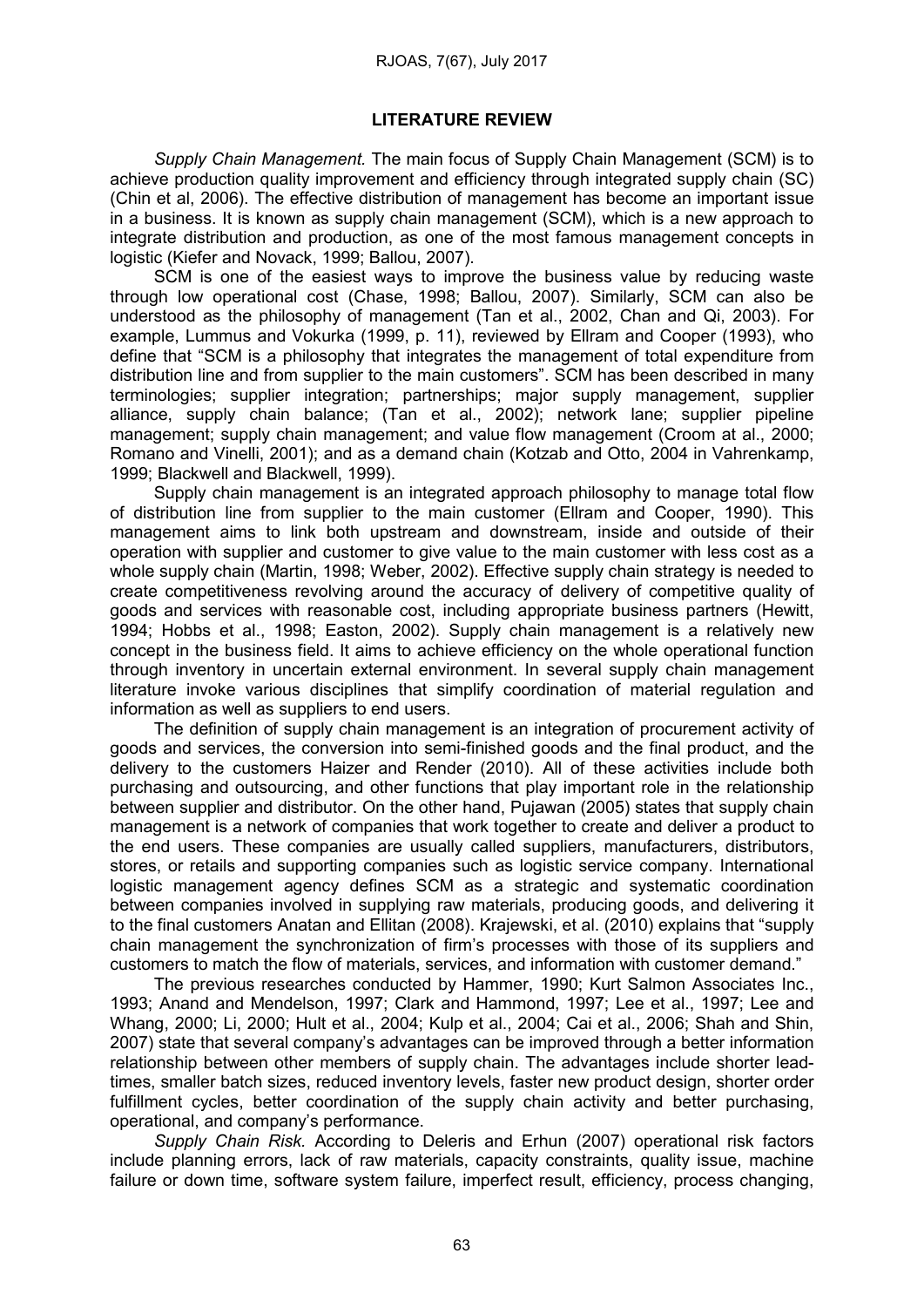## LITERATURE REVIEW

*Supply Chain Management.* The main focus of Supply Chain Management (SCM) is to achieve production quality improvement and efficiency through integrated supply chain (SC) (Chin et al, 2006). The effective distribution of management has become an important issue in a business. It is known as supply chain management (SCM), which is a new approach to integrate distribution and production, as one of the most famous management concepts in logistic (Kiefer and Novack, 1999; Ballou, 2007).

SCM is one of the easiest ways to improve the business value by reducing waste through low operational cost (Chase, 1998; Ballou, 2007). Similarly, SCM can also be understood as the philosophy of management (Tan et al., 2002, Chan and Qi, 2003). For example, Lummus and Vokurka (1999, p. 11), reviewed by Ellram and Cooper (1993), who define that "SCM is a philosophy that integrates the management of total expenditure from distribution line and from supplier to the main customers". SCM has been described in many terminologies; supplier integration; partnerships; major supply management, supplier alliance, supply chain balance; (Tan et al., 2002); network lane; supplier pipeline management; supply chain management; and value flow management (Croom at al., 2000; Romano and Vinelli, 2001); and as a demand chain (Kotzab and Otto, 2004 in Vahrenkamp, 1999; Blackwell and Blackwell, 1999).

Supply chain management is an integrated approach philosophy to manage total flow of distribution line from supplier to the main customer (Ellram and Cooper, 1990). This management aims to link both upstream and downstream, inside and outside of their operation with supplier and customer to give value to the main customer with less cost as a whole supply chain (Martin, 1998; Weber, 2002). Effective supply chain strategy is needed to create competitiveness revolving around the accuracy of delivery of competitive quality of goods and services with reasonable cost, including appropriate business partners (Hewitt, 1994; Hobbs et al., 1998; Easton, 2002). Supply chain management is a relatively new concept in the business field. It aims to achieve efficiency on the whole operational function through inventory in uncertain external environment. In several supply chain management literature invoke various disciplines that simplify coordination of material regulation and information as well as suppliers to end users.

The definition of supply chain management is an integration of procurement activity of goods and services, the conversion into semi-finished goods and the final product, and the delivery to the customers Haizer and Render (2010). All of these activities include both purchasing and outsourcing, and other functions that play important role in the relationship between supplier and distributor. On the other hand, Pujawan (2005) states that supply chain management is a network of companies that work together to create and deliver a product to the end users. These companies are usually called suppliers, manufacturers, distributors, stores, or retails and supporting companies such as logistic service company. International logistic management agency defines SCM as a strategic and systematic coordination between companies involved in supplying raw materials, producing goods, and delivering it to the final customers Anatan and Ellitan (2008). Krajewski, et al. (2010) explains that "supply chain management the synchronization of firm's processes with those of its suppliers and customers to match the flow of materials, services, and information with customer demand."

The previous researches conducted by Hammer, 1990; Kurt Salmon Associates Inc., 1993; Anand and Mendelson, 1997; Clark and Hammond, 1997; Lee et al., 1997; Lee and Whang, 2000; Li, 2000; Hult et al., 2004; Kulp et al., 2004; Cai et al., 2006; Shah and Shin, 2007) state that several company's advantages can be improved through a better information relationship between other members of supply chain. The advantages include shorter lead-times, smaller batch sizes, reduced inventory levels, faster new product design, shorter order fulfillment cycles, better coordination of the supply chain activity and better purchasing, operational, and company's performance.

*Supply Chain Risk.* According to Deleris and Erhun (2007) operational risk factors include planning errors, lack of raw materials, capacity constraints, quality issue, machine failure or down time, software system failure, imperfect result, efficiency, process changing,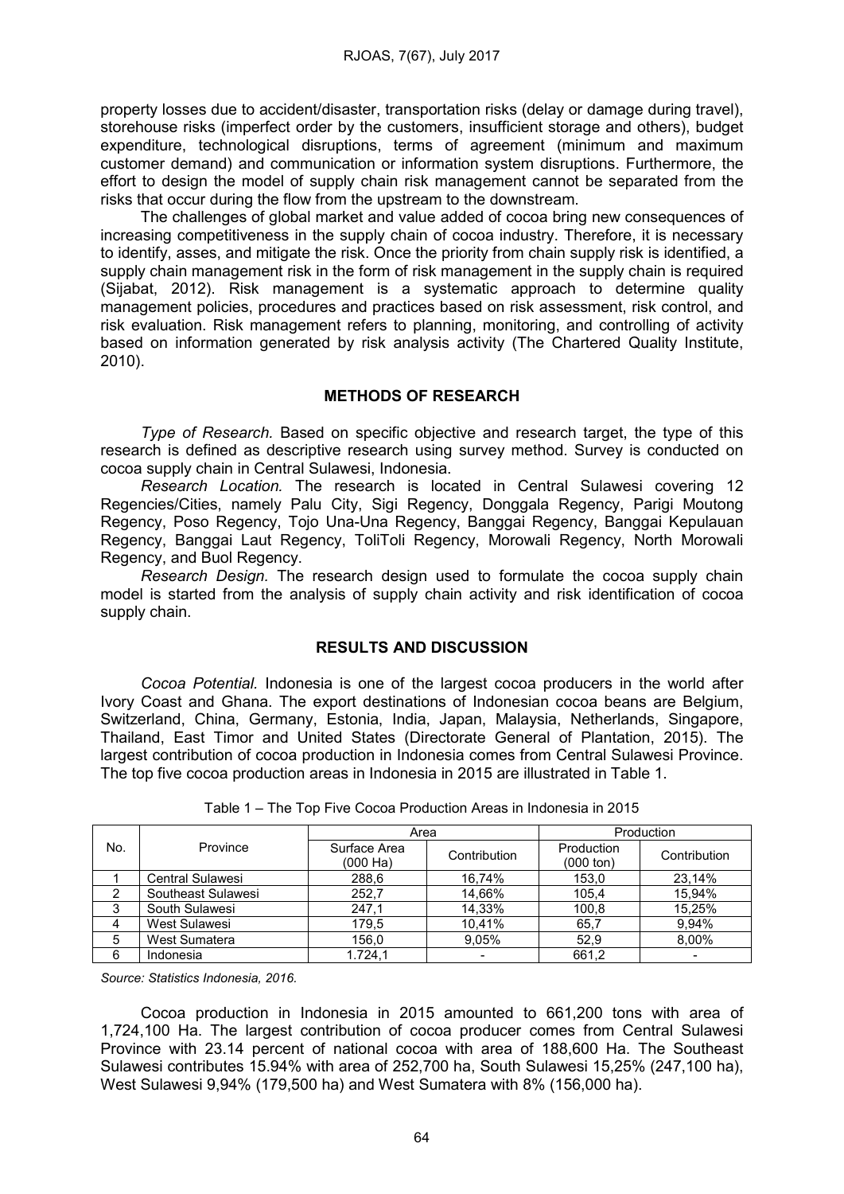property losses due to accident/disaster, transportation risks (delay or damage during travel), storehouse risks (imperfect order by the customers, insufficient storage and others), budget expenditure, technological disruptions, terms of agreement (minimum and maximum customer demand) and communication or information system disruptions. Furthermore, the effort to design the model of supply chain risk management cannot be separated from the risks that occur during the flow from the upstream to the downstream.

The challenges of global market and value added of cocoa bring new consequences of increasing competitiveness in the supply chain of cocoa industry. Therefore, it is necessary to identify, asses, and mitigate the risk. Once the priority from chain supply risk is identified, a supply chain management risk in the form of risk management in the supply chain is required (Sijabat, 2012). Risk management is a systematic approach to determine quality management policies, procedures and practices based on risk assessment, risk control, and risk evaluation. Risk management refers to planning, monitoring, and controlling of activity based on information generated by risk analysis activity (The Chartered Quality Institute, 2010).

## METHODS OF RESEARCH

*Type of Research.* Based on specific objective and research target, the type of this research is defined as descriptive research using survey method. Survey is conducted on cocoa supply chain in Central Sulawesi, Indonesia.

*Research Location.* The research is located in Central Sulawesi covering 12 Regencies/Cities, namely Palu City, Sigi Regency, Donggala Regency, Parigi Moutong Regency, Poso Regency, Tojo Una-Una Regency, Banggai Regency, Banggai Kepulauan Regency, Banggai Laut Regency, ToliToli Regency, Morowali Regency, North Morowali Regency, and Buol Regency.

*Research Design.* The research design used to formulate the cocoa supply chain model is started from the analysis of supply chain activity and risk identification of cocoa supply chain.

## RESULTS AND DISCUSSION

*Cocoa Potential.* Indonesia is one of the largest cocoa producers in the world after Ivory Coast and Ghana. The export destinations of Indonesian cocoa beans are Belgium, Switzerland, China, Germany, Estonia, India, Japan, Malaysia, Netherlands, Singapore, Thailand, East Timor and United States (Directorate General of Plantation, 2015). The largest contribution of cocoa production in Indonesia comes from Central Sulawesi Province. The top five cocoa production areas in Indonesia in 2015 are illustrated in Table 1.

Table 1 – The Top Five Cocoa Production Areas in Indonesia in 2015

| No. | Province | Area | | Production | |
|---|---|---|---|---|---|
| | | Surface Area (000 Ha) | Contribution | Production (000 ton) | Contribution |
| 1 | Central Sulawesi | 288,6 | 16,74% | 153,0 | 23,14% |
| 2 | Southeast Sulawesi | 252,7 | 14,66% | 105,4 | 15,94% |
| 3 | South Sulawesi | 247,1 | 14,33% | 100,8 | 15,25% |
| 4 | West Sulawesi | 179,5 | 10,41% | 65,7 | 9,94% |
| 5 | West Sumatera | 156,0 | 9,05% | 52,9 | 8,00% |
| 6 | Indonesia | 1.724,1 | - | 661,2 | - |

*Source: Statistics Indonesia, 2016.*

Cocoa production in Indonesia in 2015 amounted to 661,200 tons with area of 1,724,100 Ha. The largest contribution of cocoa producer comes from Central Sulawesi Province with 23.14 percent of national cocoa with area of 188,600 Ha. The Southeast Sulawesi contributes 15.94% with area of 252,700 ha, South Sulawesi 15,25% (247,100 ha), West Sulawesi 9,94% (179,500 ha) and West Sumatera with 8% (156,000 ha).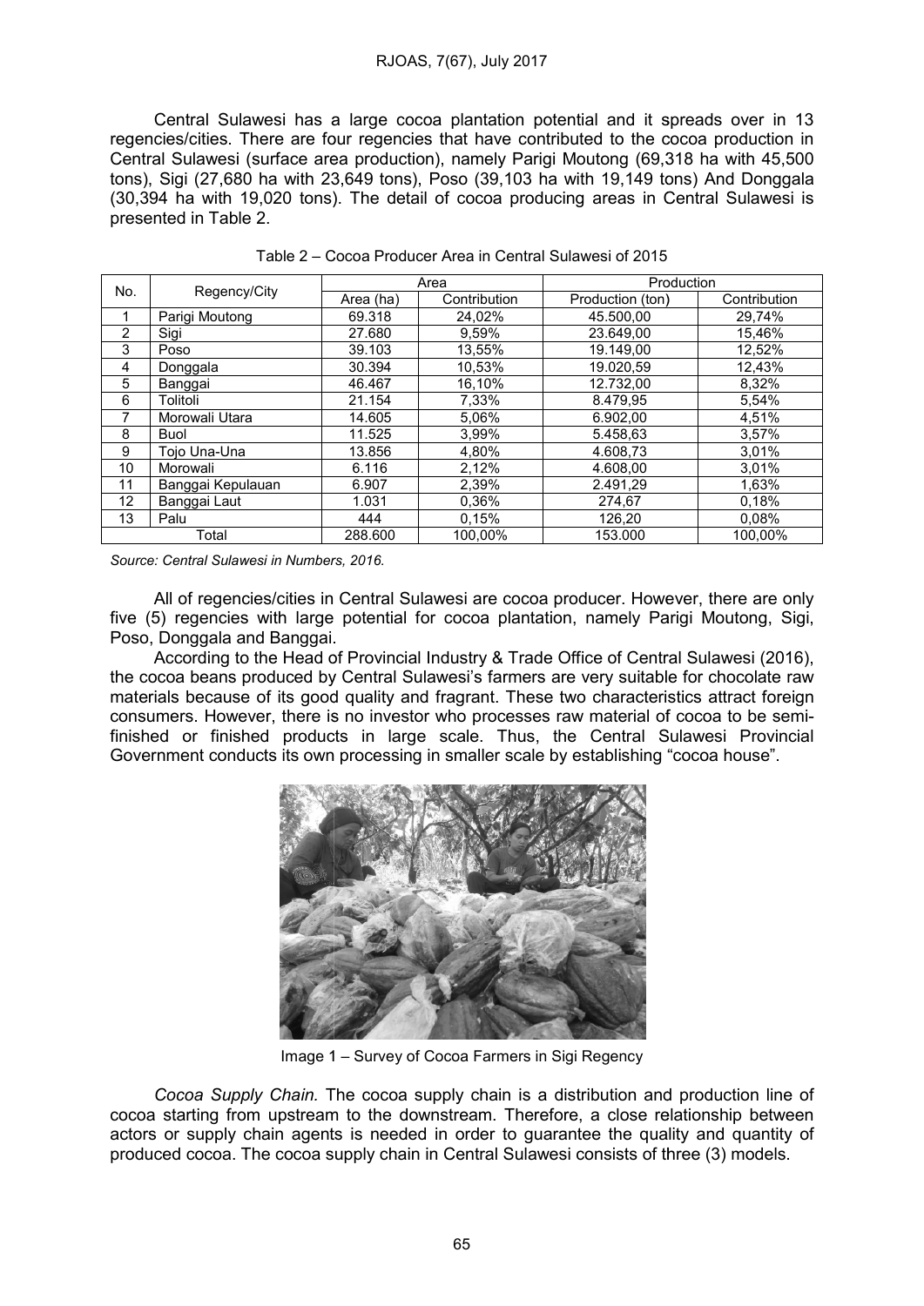Central Sulawesi has a large cocoa plantation potential and it spreads over in 13 regencies/cities. There are four regencies that have contributed to the cocoa production in Central Sulawesi (surface area production), namely Parigi Moutong (69,318 ha with 45,500 tons), Sigi (27,680 ha with 23,649 tons), Poso (39,103 ha with 19,149 tons) And Donggala (30,394 ha with 19,020 tons). The detail of cocoa producing areas in Central Sulawesi is presented in Table 2.

Table 2 – Cocoa Producer Area in Central Sulawesi of 2015

| No. | Regency/City | Area | | Production | |
|---|---|---|---|---|---|
| | | Area (ha) | Contribution | Production (ton) | Contribution |
| 1 | Parigi Moutong | 69.318 | 24,02% | 45.500,00 | 29,74% |
| 2 | Sigi | 27.680 | 9,59% | 23.649,00 | 15,46% |
| 3 | Poso | 39.103 | 13,55% | 19.149,00 | 12,52% |
| 4 | Donggala | 30.394 | 10,53% | 19.020,59 | 12,43% |
| 5 | Banggai | 46.467 | 16,10% | 12.732,00 | 8,32% |
| 6 | Tolitoli | 21.154 | 7,33% | 8.479,95 | 5,54% |
| 7 | Morowali Utara | 14.605 | 5,06% | 6.902,00 | 4,51% |
| 8 | Buol | 11.525 | 3,99% | 5.458,63 | 3,57% |
| 9 | Tojo Una-Una | 13.856 | 4,80% | 4.608,73 | 3,01% |
| 10 | Morowali | 6.116 | 2,12% | 4.608,00 | 3,01% |
| 11 | Banggai Kepulauan | 6.907 | 2,39% | 2.491,29 | 1,63% |
| 12 | Banggai Laut | 1.031 | 0,36% | 274,67 | 0,18% |
| 13 | Palu | 444 | 0,15% | 126,20 | 0,08% |
| Total | | 288.600 | 100,00% | 153.000 | 100,00% |

*Source: Central Sulawesi in Numbers, 2016.*

All of regencies/cities in Central Sulawesi are cocoa producer. However, there are only five (5) regencies with large potential for cocoa plantation, namely Parigi Moutong, Sigi, Poso, Donggala and Banggai.

According to the Head of Provincial Industry & Trade Office of Central Sulawesi (2016), the cocoa beans produced by Central Sulawesi's farmers are very suitable for chocolate raw materials because of its good quality and fragrant. These two characteristics attract foreign consumers. However, there is no investor who processes raw material of cocoa to be semi-finished or finished products in large scale. Thus, the Central Sulawesi Provincial Government conducts its own processing in smaller scale by establishing "cocoa house".

Image 1 – Survey of Cocoa Farmers in Sigi Regency

*Cocoa Supply Chain.* The cocoa supply chain is a distribution and production line of cocoa starting from upstream to the downstream. Therefore, a close relationship between actors or supply chain agents is needed in order to guarantee the quality and quantity of produced cocoa. The cocoa supply chain in Central Sulawesi consists of three (3) models.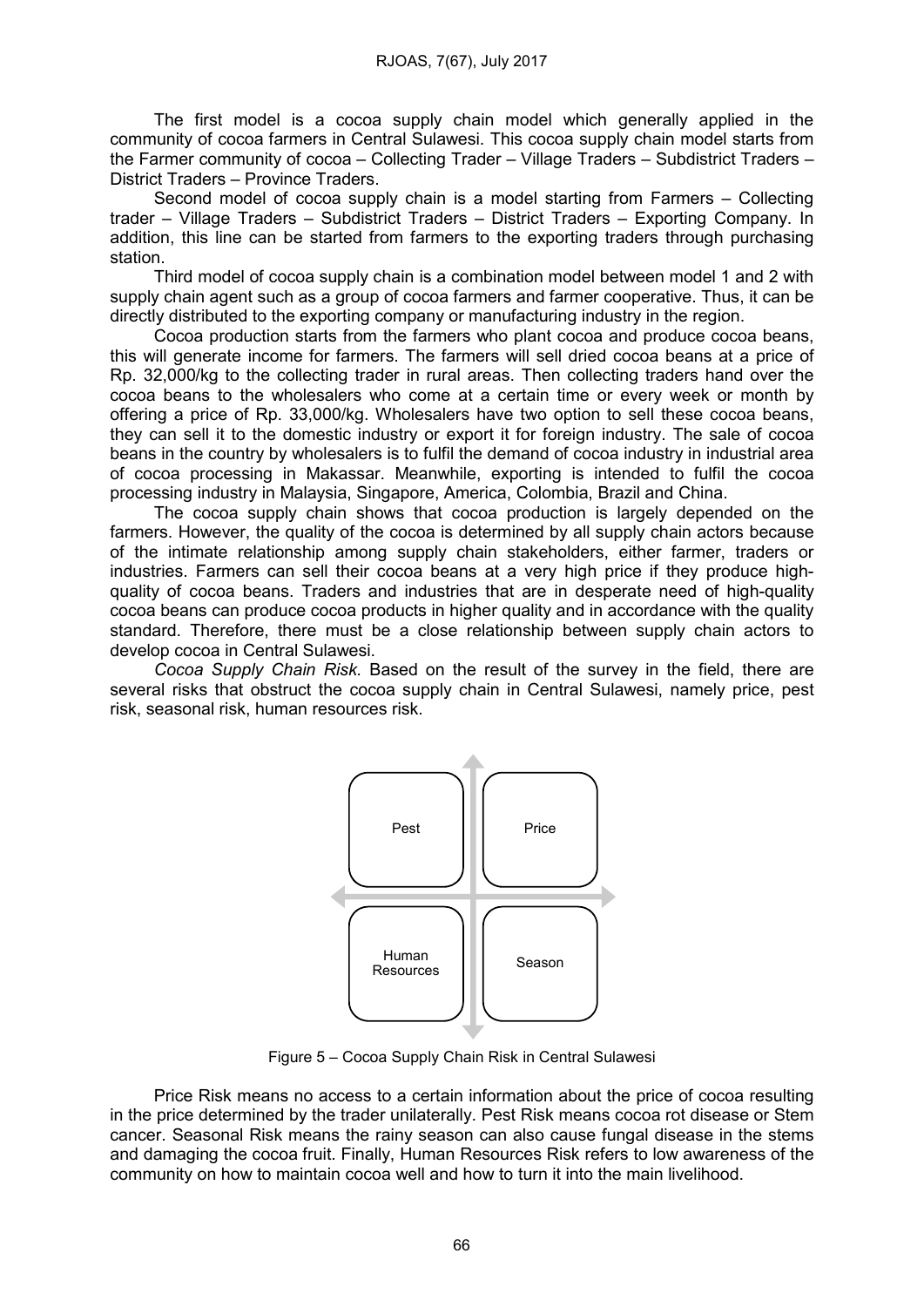The first model is a cocoa supply chain model which generally applied in the community of cocoa farmers in Central Sulawesi. This cocoa supply chain model starts from the Farmer community of cocoa – Collecting Trader – Village Traders – Subdistrict Traders – District Traders – Province Traders.

Second model of cocoa supply chain is a model starting from Farmers – Collecting trader – Village Traders – Subdistrict Traders – District Traders – Exporting Company. In addition, this line can be started from farmers to the exporting traders through purchasing station.

Third model of cocoa supply chain is a combination model between model 1 and 2 with supply chain agent such as a group of cocoa farmers and farmer cooperative. Thus, it can be directly distributed to the exporting company or manufacturing industry in the region.

Cocoa production starts from the farmers who plant cocoa and produce cocoa beans, this will generate income for farmers. The farmers will sell dried cocoa beans at a price of Rp. 32,000/kg to the collecting trader in rural areas. Then collecting traders hand over the cocoa beans to the wholesalers who come at a certain time or every week or month by offering a price of Rp. 33,000/kg. Wholesalers have two option to sell these cocoa beans, they can sell it to the domestic industry or export it for foreign industry. The sale of cocoa beans in the country by wholesalers is to fulfil the demand of cocoa industry in industrial area of cocoa processing in Makassar. Meanwhile, exporting is intended to fulfil the cocoa processing industry in Malaysia, Singapore, America, Colombia, Brazil and China.

The cocoa supply chain shows that cocoa production is largely depended on the farmers. However, the quality of the cocoa is determined by all supply chain actors because of the intimate relationship among supply chain stakeholders, either farmer, traders or industries. Farmers can sell their cocoa beans at a very high price if they produce high-quality of cocoa beans. Traders and industries that are in desperate need of high-quality cocoa beans can produce cocoa products in higher quality and in accordance with the quality standard. Therefore, there must be a close relationship between supply chain actors to develop cocoa in Central Sulawesi.

*Cocoa Supply Chain Risk.* Based on the result of the survey in the field, there are several risks that obstruct the cocoa supply chain in Central Sulawesi, namely price, pest risk, seasonal risk, human resources risk.

| Pest | Price |
|---|---|
| Human Resources | Season |

Figure 5 – Cocoa Supply Chain Risk in Central Sulawesi

Price Risk means no access to a certain information about the price of cocoa resulting in the price determined by the trader unilaterally. Pest Risk means cocoa rot disease or Stem cancer. Seasonal Risk means the rainy season can also cause fungal disease in the stems and damaging the cocoa fruit. Finally, Human Resources Risk refers to low awareness of the community on how to maintain cocoa well and how to turn it into the main livelihood.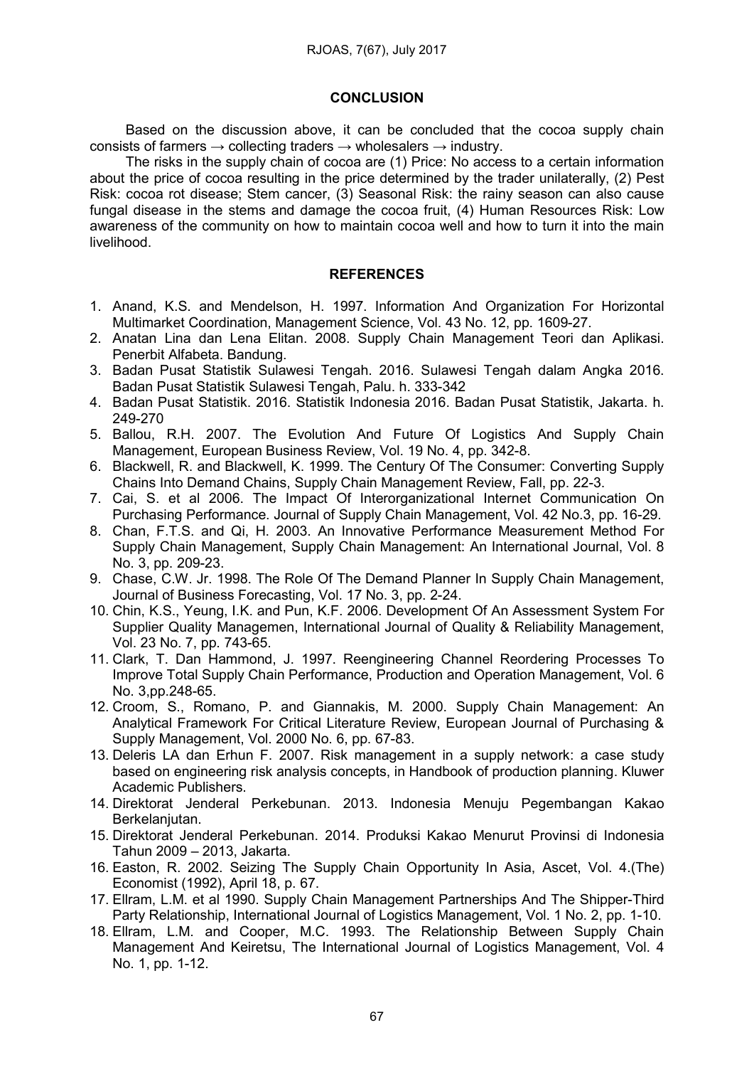## CONCLUSION

Based on the discussion above, it can be concluded that the cocoa supply chain consists of farmers → collecting traders → wholesalers → industry.

The risks in the supply chain of cocoa are (1) Price: No access to a certain information about the price of cocoa resulting in the price determined by the trader unilaterally, (2) Pest Risk: cocoa rot disease; Stem cancer, (3) Seasonal Risk: the rainy season can also cause fungal disease in the stems and damage the cocoa fruit, (4) Human Resources Risk: Low awareness of the community on how to maintain cocoa well and how to turn it into the main livelihood.

## REFERENCES

1. Anand, K.S. and Mendelson, H. 1997. Information And Organization For Horizontal Multimarket Coordination, Management Science, Vol. 43 No. 12, pp. 1609-27.
2. Anatan Lina dan Lena Elitan. 2008. Supply Chain Management Teori dan Aplikasi. Penerbit Alfabeta. Bandung.
3. Badan Pusat Statistik Sulawesi Tengah. 2016. Sulawesi Tengah dalam Angka 2016. Badan Pusat Statistik Sulawesi Tengah, Palu. h. 333-342
4. Badan Pusat Statistik. 2016. Statistik Indonesia 2016. Badan Pusat Statistik, Jakarta. h. 249-270
5. Ballou, R.H. 2007. The Evolution And Future Of Logistics And Supply Chain Management, European Business Review, Vol. 19 No. 4, pp. 342-8.
6. Blackwell, R. and Blackwell, K. 1999. The Century Of The Consumer: Converting Supply Chains Into Demand Chains, Supply Chain Management Review, Fall, pp. 22-3.
7. Cai, S. et al 2006. The Impact Of Interorganizational Internet Communication On Purchasing Performance. Journal of Supply Chain Management, Vol. 42 No.3, pp. 16-29.
8. Chan, F.T.S. and Qi, H. 2003. An Innovative Performance Measurement Method For Supply Chain Management, Supply Chain Management: An International Journal, Vol. 8 No. 3, pp. 209-23.
9. Chase, C.W. Jr. 1998. The Role Of The Demand Planner In Supply Chain Management, Journal of Business Forecasting, Vol. 17 No. 3, pp. 2-24.
10. Chin, K.S., Yeung, I.K. and Pun, K.F. 2006. Development Of An Assessment System For Supplier Quality Managemen, International Journal of Quality & Reliability Management, Vol. 23 No. 7, pp. 743-65.
11. Clark, T. Dan Hammond, J. 1997. Reengineering Channel Reordering Processes To Improve Total Supply Chain Performance, Production and Operation Management, Vol. 6 No. 3,pp.248-65.
12. Croom, S., Romano, P. and Giannakis, M. 2000. Supply Chain Management: An Analytical Framework For Critical Literature Review, European Journal of Purchasing & Supply Management, Vol. 2000 No. 6, pp. 67-83.
13. Deleris LA dan Erhun F. 2007. Risk management in a supply network: a case study based on engineering risk analysis concepts, in Handbook of production planning. Kluwer Academic Publishers.
14. Direktorat Jenderal Perkebunan. 2013. Indonesia Menuju Pegembangan Kakao Berkelanjutan.
15. Direktorat Jenderal Perkebunan. 2014. Produksi Kakao Menurut Provinsi di Indonesia Tahun 2009 – 2013, Jakarta.
16. Easton, R. 2002. Seizing The Supply Chain Opportunity In Asia, Ascet, Vol. 4.(The) Economist (1992), April 18, p. 67.
17. Ellram, L.M. et al 1990. Supply Chain Management Partnerships And The Shipper-Third Party Relationship, International Journal of Logistics Management, Vol. 1 No. 2, pp. 1-10.
18. Ellram, L.M. and Cooper, M.C. 1993. The Relationship Between Supply Chain Management And Keiretsu, The International Journal of Logistics Management, Vol. 4 No. 1, pp. 1-12.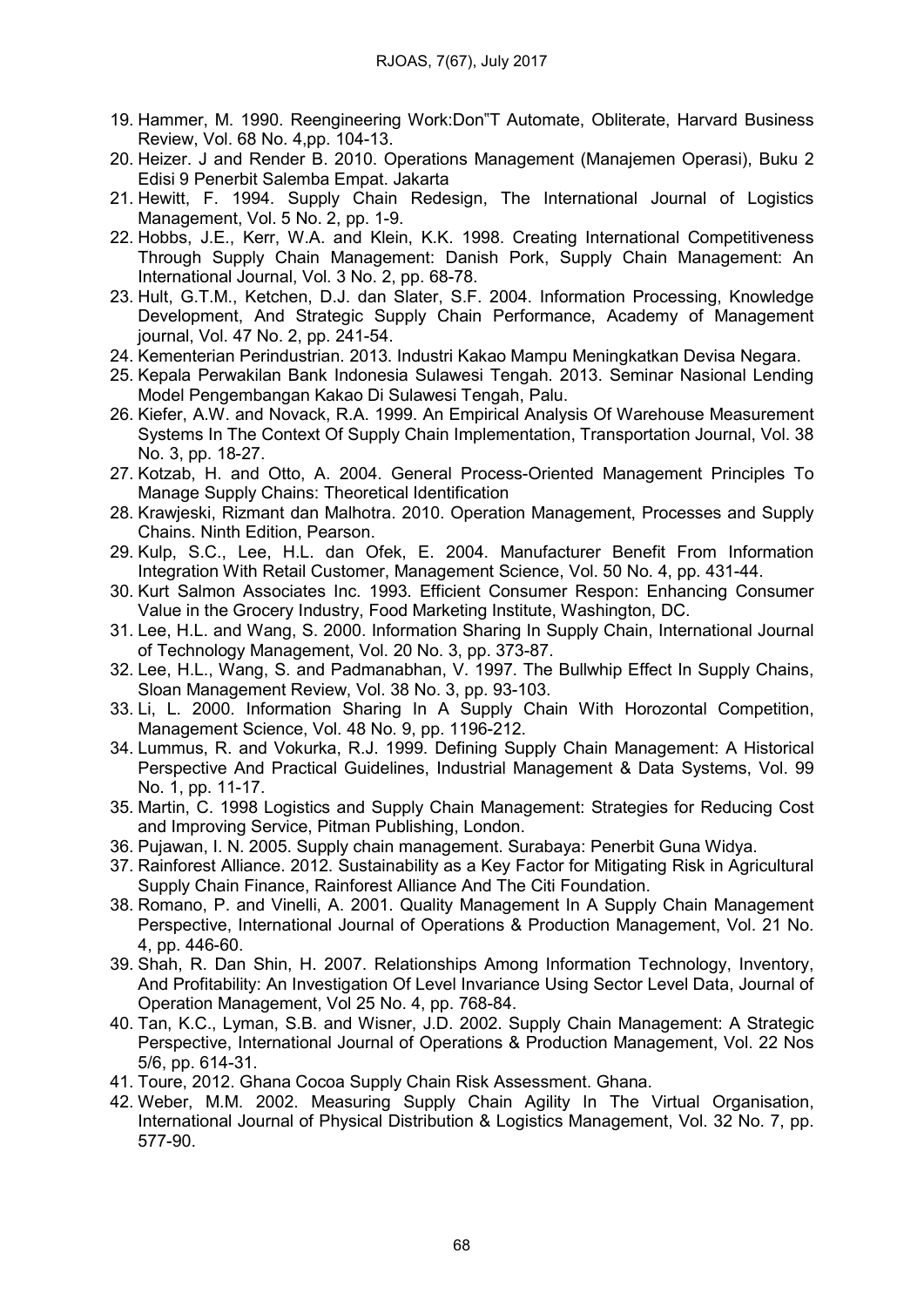19. Hammer, M. 1990. Reengineering Work:Don"T Automate, Obliterate, Harvard Business Review, Vol. 68 No. 4,pp. 104-13.
20. Heizer. J and Render B. 2010. Operations Management (Manajemen Operasi), Buku 2 Edisi 9 Penerbit Salemba Empat. Jakarta
21. Hewitt, F. 1994. Supply Chain Redesign, The International Journal of Logistics Management, Vol. 5 No. 2, pp. 1-9.
22. Hobbs, J.E., Kerr, W.A. and Klein, K.K. 1998. Creating International Competitiveness Through Supply Chain Management: Danish Pork, Supply Chain Management: An International Journal, Vol. 3 No. 2, pp. 68-78.
23. Hult, G.T.M., Ketchen, D.J. dan Slater, S.F. 2004. Information Processing, Knowledge Development, And Strategic Supply Chain Performance, Academy of Management journal, Vol. 47 No. 2, pp. 241-54.
24. Kementerian Perindustrian. 2013. Industri Kakao Mampu Meningkatkan Devisa Negara.
25. Kepala Perwakilan Bank Indonesia Sulawesi Tengah. 2013. Seminar Nasional Lending Model Pengembangan Kakao Di Sulawesi Tengah, Palu.
26. Kiefer, A.W. and Novack, R.A. 1999. An Empirical Analysis Of Warehouse Measurement Systems In The Context Of Supply Chain Implementation, Transportation Journal, Vol. 38 No. 3, pp. 18-27.
27. Kotzab, H. and Otto, A. 2004. General Process-Oriented Management Principles To Manage Supply Chains: Theoretical Identification
28. Krawjeski, Rizmant dan Malhotra. 2010. Operation Management, Processes and Supply Chains. Ninth Edition, Pearson.
29. Kulp, S.C., Lee, H.L. dan Ofek, E. 2004. Manufacturer Benefit From Information Integration With Retail Customer, Management Science, Vol. 50 No. 4, pp. 431-44.
30. Kurt Salmon Associates Inc. 1993. Efficient Consumer Respon: Enhancing Consumer Value in the Grocery Industry, Food Marketing Institute, Washington, DC.
31. Lee, H.L. and Wang, S. 2000. Information Sharing In Supply Chain, International Journal of Technology Management, Vol. 20 No. 3, pp. 373-87.
32. Lee, H.L., Wang, S. and Padmanabhan, V. 1997. The Bullwhip Effect In Supply Chains, Sloan Management Review, Vol. 38 No. 3, pp. 93-103.
33. Li, L. 2000. Information Sharing In A Supply Chain With Horozontal Competition, Management Science, Vol. 48 No. 9, pp. 1196-212.
34. Lummus, R. and Vokurka, R.J. 1999. Defining Supply Chain Management: A Historical Perspective And Practical Guidelines, Industrial Management & Data Systems, Vol. 99 No. 1, pp. 11-17.
35. Martin, C. 1998 Logistics and Supply Chain Management: Strategies for Reducing Cost and Improving Service, Pitman Publishing, London.
36. Pujawan, I. N. 2005. Supply chain management. Surabaya: Penerbit Guna Widya.
37. Rainforest Alliance. 2012. Sustainability as a Key Factor for Mitigating Risk in Agricultural Supply Chain Finance, Rainforest Alliance And The Citi Foundation.
38. Romano, P. and Vinelli, A. 2001. Quality Management In A Supply Chain Management Perspective, International Journal of Operations & Production Management, Vol. 21 No. 4, pp. 446-60.
39. Shah, R. Dan Shin, H. 2007. Relationships Among Information Technology, Inventory, And Profitability: An Investigation Of Level Invariance Using Sector Level Data, Journal of Operation Management, Vol 25 No. 4, pp. 768-84.
40. Tan, K.C., Lyman, S.B. and Wisner, J.D. 2002. Supply Chain Management: A Strategic Perspective, International Journal of Operations & Production Management, Vol. 22 Nos 5/6, pp. 614-31.
41. Toure, 2012. Ghana Cocoa Supply Chain Risk Assessment. Ghana.
42. Weber, M.M. 2002. Measuring Supply Chain Agility In The Virtual Organisation, International Journal of Physical Distribution & Logistics Management, Vol. 32 No. 7, pp. 577-90.